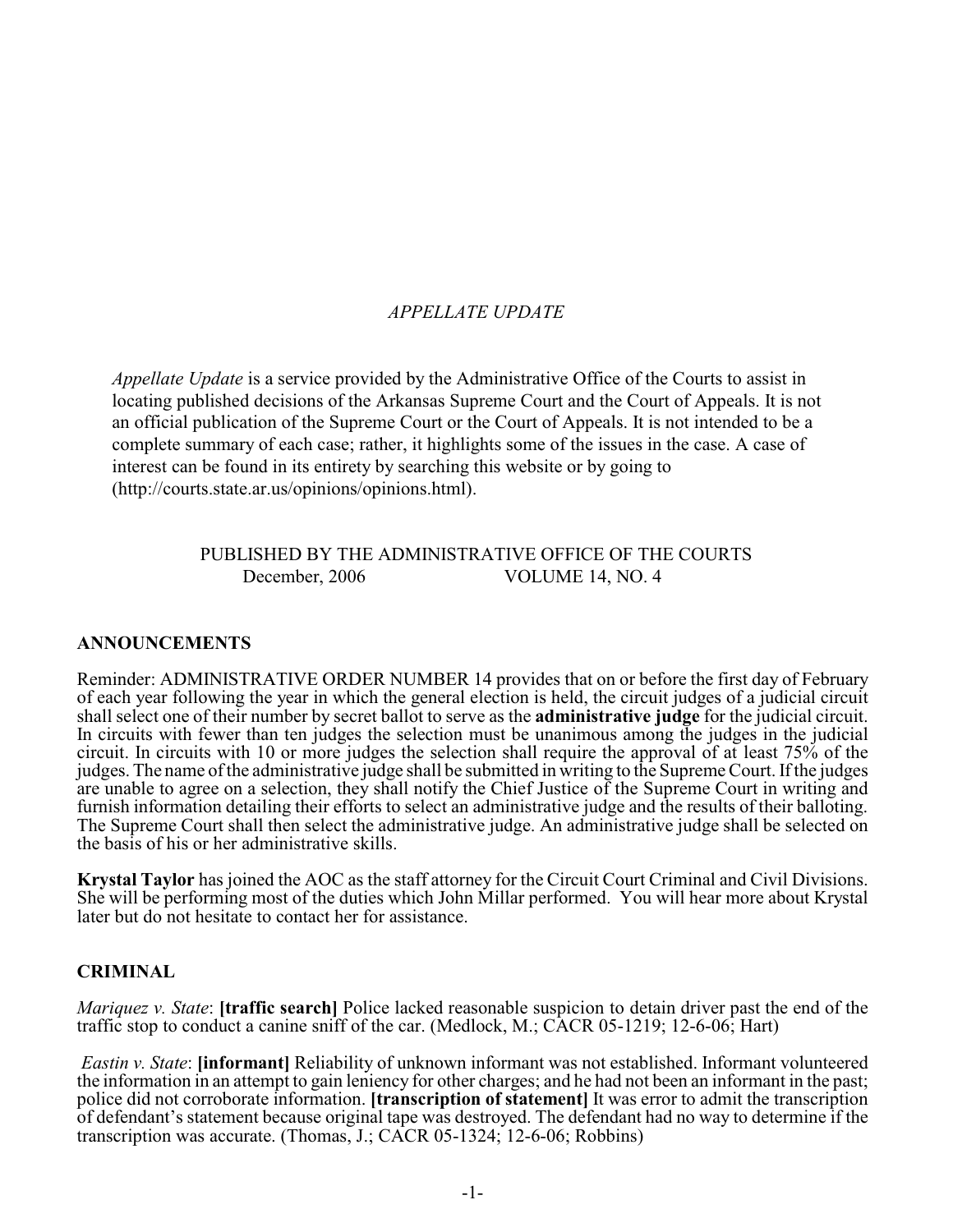*APPELLATE UPDATE*

*Appellate Update* is a service provided by the Administrative Office of the Courts to assist in locating published decisions of the Arkansas Supreme Court and the Court of Appeals. It is not an official publication of the Supreme Court or the Court of Appeals. It is not intended to be a complete summary of each case; rather, it highlights some of the issues in the case. A case of interest can be found in its entirety by searching this website or by going to (http://courts.state.ar.us/opinions/opinions.html).

PUBLISHED BY THE ADMINISTRATIVE OFFICE OF THE COURTS
December, 2006 VOLUME 14, NO. 4

## ANNOUNCEMENTS

Reminder: ADMINISTRATIVE ORDER NUMBER 14 provides that on or before the first day of February of each year following the year in which the general election is held, the circuit judges of a judicial circuit shall select one of their number by secret ballot to serve as the **administrative judge** for the judicial circuit. In circuits with fewer than ten judges the selection must be unanimous among the judges in the judicial circuit. In circuits with 10 or more judges the selection shall require the approval of at least 75% of the judges. The name of the administrative judge shall be submitted in writing to the Supreme Court. If the judges are unable to agree on a selection, they shall notify the Chief Justice of the Supreme Court in writing and furnish information detailing their efforts to select an administrative judge and the results of their balloting. The Supreme Court shall then select the administrative judge. An administrative judge shall be selected on the basis of his or her administrative skills.

**Krystal Taylor** has joined the AOC as the staff attorney for the Circuit Court Criminal and Civil Divisions. She will be performing most of the duties which John Millar performed. You will hear more about Krystal later but do not hesitate to contact her for assistance.

## CRIMINAL

*Mariquez v. State*: **[traffic search]** Police lacked reasonable suspicion to detain driver past the end of the traffic stop to conduct a canine sniff of the car. (Medlock, M.; CACR 05-1219; 12-6-06; Hart)

*Eastin v. State*: **[informant]** Reliability of unknown informant was not established. Informant volunteered the information in an attempt to gain leniency for other charges; and he had not been an informant in the past; police did not corroborate information. **[transcription of statement]** It was error to admit the transcription of defendant's statement because original tape was destroyed. The defendant had no way to determine if the transcription was accurate. (Thomas, J.; CACR 05-1324; 12-6-06; Robbins)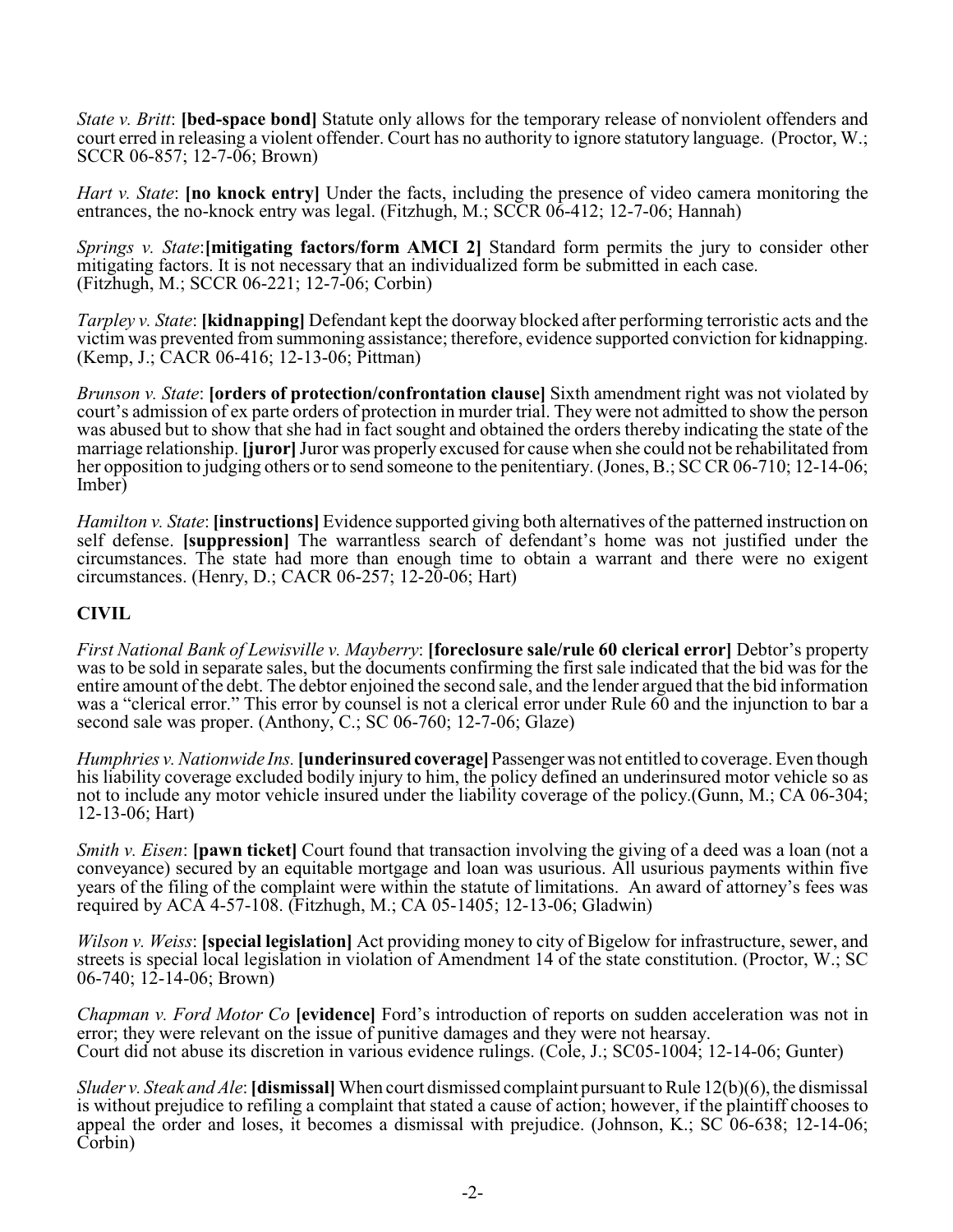*State v. Britt*: **[bed-space bond]** Statute only allows for the temporary release of nonviolent offenders and court erred in releasing a violent offender. Court has no authority to ignore statutory language. (Proctor, W.; SCCR 06-857; 12-7-06; Brown)

*Hart v. State*: **[no knock entry]** Under the facts, including the presence of video camera monitoring the entrances, the no-knock entry was legal. (Fitzhugh, M.; SCCR 06-412; 12-7-06; Hannah)

*Springs v. State*:**[mitigating factors/form AMCI 2]** Standard form permits the jury to consider other mitigating factors. It is not necessary that an individualized form be submitted in each case. (Fitzhugh, M.; SCCR 06-221; 12-7-06; Corbin)

*Tarpley v. State*: **[kidnapping]** Defendant kept the doorway blocked after performing terroristic acts and the victim was prevented from summoning assistance; therefore, evidence supported conviction for kidnapping. (Kemp, J.; CACR 06-416; 12-13-06; Pittman)

*Brunson v. State*: **[orders of protection/confrontation clause]** Sixth amendment right was not violated by court's admission of ex parte orders of protection in murder trial. They were not admitted to show the person was abused but to show that she had in fact sought and obtained the orders thereby indicating the state of the marriage relationship. **[juror]** Juror was properly excused for cause when she could not be rehabilitated from her opposition to judging others or to send someone to the penitentiary. (Jones, B.; SC CR 06-710; 12-14-06; Imber)

*Hamilton v. State*: **[instructions]** Evidence supported giving both alternatives of the patterned instruction on self defense. **[suppression]** The warrantless search of defendant's home was not justified under the circumstances. The state had more than enough time to obtain a warrant and there were no exigent circumstances. (Henry, D.; CACR 06-257; 12-20-06; Hart)

## CIVIL

*First National Bank of Lewisville v. Mayberry*: **[foreclosure sale/rule 60 clerical error]** Debtor's property was to be sold in separate sales, but the documents confirming the first sale indicated that the bid was for the entire amount of the debt. The debtor enjoined the second sale, and the lender argued that the bid information was a "clerical error." This error by counsel is not a clerical error under Rule 60 and the injunction to bar a second sale was proper. (Anthony, C.; SC 06-760; 12-7-06; Glaze)

*Humphries v. Nationwide Ins.* **[underinsured coverage]** Passenger was not entitled to coverage. Even though his liability coverage excluded bodily injury to him, the policy defined an underinsured motor vehicle so as not to include any motor vehicle insured under the liability coverage of the policy.(Gunn, M.; CA 06-304; 12-13-06; Hart)

*Smith v. Eisen*: **[pawn ticket]** Court found that transaction involving the giving of a deed was a loan (not a conveyance) secured by an equitable mortgage and loan was usurious. All usurious payments within five years of the filing of the complaint were within the statute of limitations. An award of attorney's fees was required by ACA 4-57-108. (Fitzhugh, M.; CA 05-1405; 12-13-06; Gladwin)

*Wilson v. Weiss*: **[special legislation]** Act providing money to city of Bigelow for infrastructure, sewer, and streets is special local legislation in violation of Amendment 14 of the state constitution. (Proctor, W.; SC 06-740; 12-14-06; Brown)

*Chapman v. Ford Motor Co* **[evidence]** Ford's introduction of reports on sudden acceleration was not in error; they were relevant on the issue of punitive damages and they were not hearsay.
Court did not abuse its discretion in various evidence rulings. (Cole, J.; SC05-1004; 12-14-06; Gunter)

*Sluder v. Steak and Ale*: **[dismissal]** When court dismissed complaint pursuant to Rule 12(b)(6), the dismissal is without prejudice to refiling a complaint that stated a cause of action; however, if the plaintiff chooses to appeal the order and loses, it becomes a dismissal with prejudice. (Johnson, K.; SC 06-638; 12-14-06; Corbin)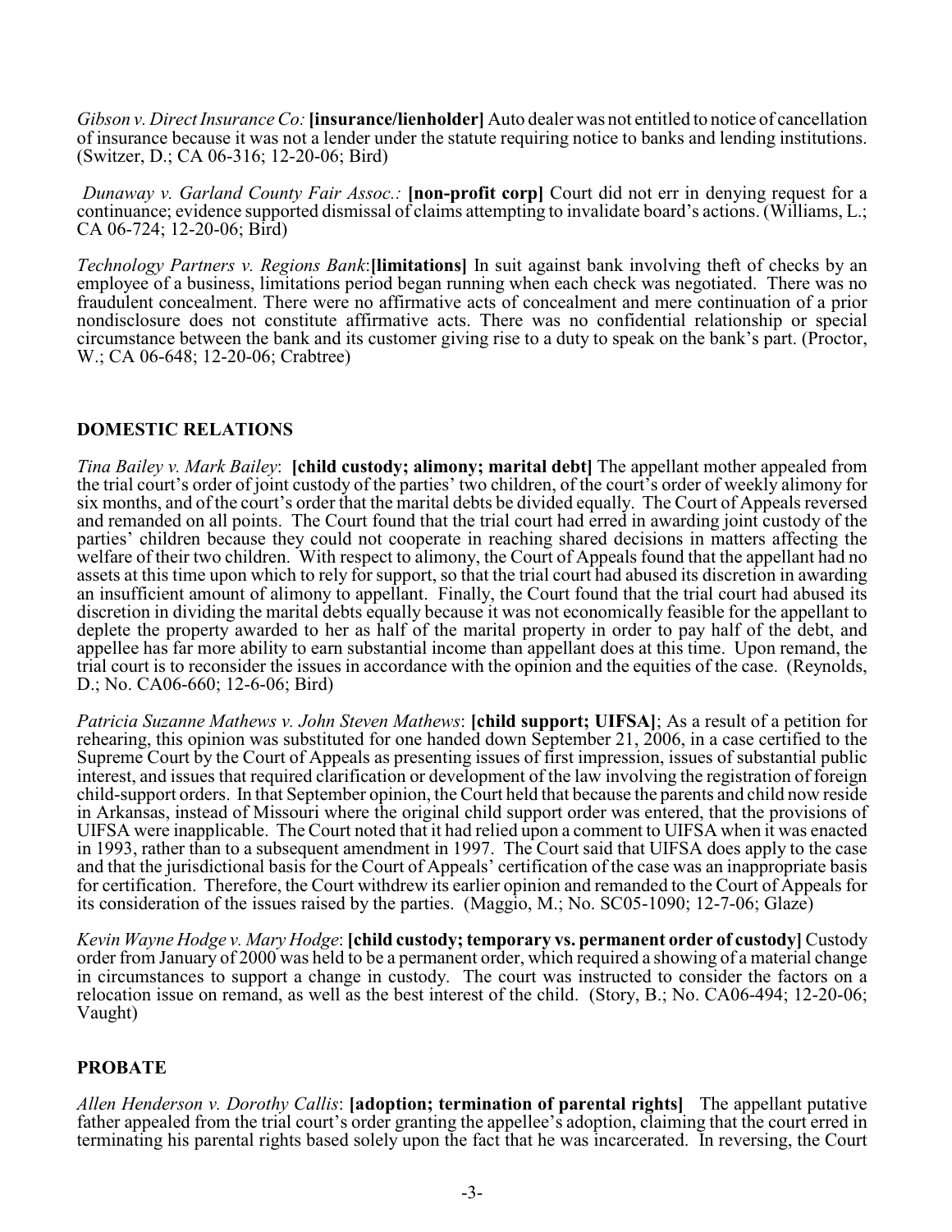*Gibson v. Direct Insurance Co:* **[insurance/lienholder]** Auto dealer was not entitled to notice of cancellation of insurance because it was not a lender under the statute requiring notice to banks and lending institutions. (Switzer, D.; CA 06-316; 12-20-06; Bird)

*Dunaway v. Garland County Fair Assoc.:* **[non-profit corp]** Court did not err in denying request for a continuance; evidence supported dismissal of claims attempting to invalidate board's actions. (Williams, L.; CA 06-724; 12-20-06; Bird)

*Technology Partners v. Regions Bank*:**[limitations]** In suit against bank involving theft of checks by an employee of a business, limitations period began running when each check was negotiated. There was no fraudulent concealment. There were no affirmative acts of concealment and mere continuation of a prior nondisclosure does not constitute affirmative acts. There was no confidential relationship or special circumstance between the bank and its customer giving rise to a duty to speak on the bank's part. (Proctor, W.; CA 06-648; 12-20-06; Crabtree)

## DOMESTIC RELATIONS

*Tina Bailey v. Mark Bailey*: **[child custody; alimony; marital debt]** The appellant mother appealed from the trial court's order of joint custody of the parties' two children, of the court's order of weekly alimony for six months, and of the court's order that the marital debts be divided equally. The Court of Appeals reversed and remanded on all points. The Court found that the trial court had erred in awarding joint custody of the parties' children because they could not cooperate in reaching shared decisions in matters affecting the welfare of their two children. With respect to alimony, the Court of Appeals found that the appellant had no assets at this time upon which to rely for support, so that the trial court had abused its discretion in awarding an insufficient amount of alimony to appellant. Finally, the Court found that the trial court had abused its discretion in dividing the marital debts equally because it was not economically feasible for the appellant to deplete the property awarded to her as half of the marital property in order to pay half of the debt, and appellee has far more ability to earn substantial income than appellant does at this time. Upon remand, the trial court is to reconsider the issues in accordance with the opinion and the equities of the case. (Reynolds, D.; No. CA06-660; 12-6-06; Bird)

*Patricia Suzanne Mathews v. John Steven Mathews*: **[child support; UIFSA]**; As a result of a petition for rehearing, this opinion was substituted for one handed down September 21, 2006, in a case certified to the Supreme Court by the Court of Appeals as presenting issues of first impression, issues of substantial public interest, and issues that required clarification or development of the law involving the registration of foreign child-support orders. In that September opinion, the Court held that because the parents and child now reside in Arkansas, instead of Missouri where the original child support order was entered, that the provisions of UIFSA were inapplicable. The Court noted that it had relied upon a comment to UIFSA when it was enacted in 1993, rather than to a subsequent amendment in 1997. The Court said that UIFSA does apply to the case and that the jurisdictional basis for the Court of Appeals' certification of the case was an inappropriate basis for certification. Therefore, the Court withdrew its earlier opinion and remanded to the Court of Appeals for its consideration of the issues raised by the parties. (Maggio, M.; No. SC05-1090; 12-7-06; Glaze)

*Kevin Wayne Hodge v. Mary Hodge*: **[child custody; temporary vs. permanent order of custody]** Custody order from January of 2000 was held to be a permanent order, which required a showing of a material change in circumstances to support a change in custody. The court was instructed to consider the factors on a relocation issue on remand, as well as the best interest of the child. (Story, B.; No. CA06-494; 12-20-06; Vaught)

## PROBATE

*Allen Henderson v. Dorothy Callis*: **[adoption; termination of parental rights]** The appellant putative father appealed from the trial court's order granting the appellee's adoption, claiming that the court erred in terminating his parental rights based solely upon the fact that he was incarcerated. In reversing, the Court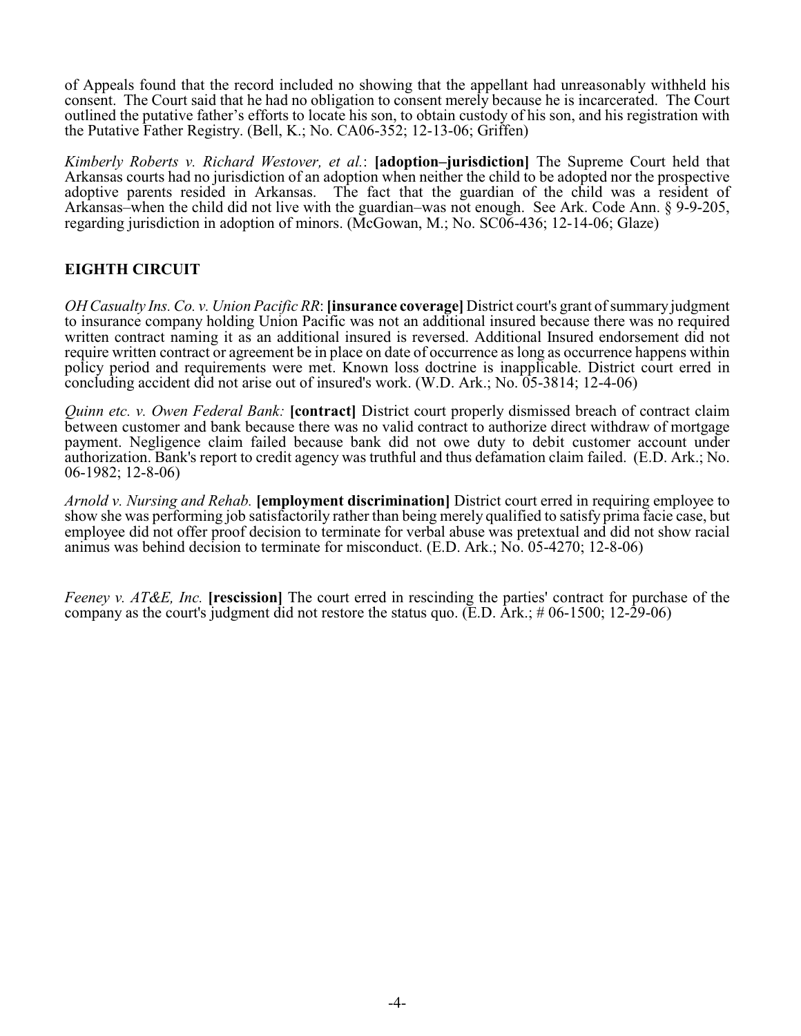of Appeals found that the record included no showing that the appellant had unreasonably withheld his consent. The Court said that he had no obligation to consent merely because he is incarcerated. The Court outlined the putative father's efforts to locate his son, to obtain custody of his son, and his registration with the Putative Father Registry. (Bell, K.; No. CA06-352; 12-13-06; Griffen)

*Kimberly Roberts v. Richard Westover, et al.*: **[adoption–jurisdiction]** The Supreme Court held that Arkansas courts had no jurisdiction of an adoption when neither the child to be adopted nor the prospective adoptive parents resided in Arkansas. The fact that the guardian of the child was a resident of Arkansas–when the child did not live with the guardian–was not enough. See Ark. Code Ann. § 9-9-205, regarding jurisdiction in adoption of minors. (McGowan, M.; No. SC06-436; 12-14-06; Glaze)

## EIGHTH CIRCUIT

*OH Casualty Ins. Co. v. Union Pacific RR*: **[insurance coverage]** District court's grant of summary judgment to insurance company holding Union Pacific was not an additional insured because there was no required written contract naming it as an additional insured is reversed. Additional Insured endorsement did not require written contract or agreement be in place on date of occurrence as long as occurrence happens within policy period and requirements were met. Known loss doctrine is inapplicable. District court erred in concluding accident did not arise out of insured's work. (W.D. Ark.; No. 05-3814; 12-4-06)

*Quinn etc. v. Owen Federal Bank:* **[contract]** District court properly dismissed breach of contract claim between customer and bank because there was no valid contract to authorize direct withdraw of mortgage payment. Negligence claim failed because bank did not owe duty to debit customer account under authorization. Bank's report to credit agency was truthful and thus defamation claim failed. (E.D. Ark.; No. 06-1982; 12-8-06)

*Arnold v. Nursing and Rehab.* **[employment discrimination]** District court erred in requiring employee to show she was performing job satisfactorily rather than being merely qualified to satisfy prima facie case, but employee did not offer proof decision to terminate for verbal abuse was pretextual and did not show racial animus was behind decision to terminate for misconduct. (E.D. Ark.; No. 05-4270; 12-8-06)

*Feeney v. AT&E, Inc.* **[rescission]** The court erred in rescinding the parties' contract for purchase of the company as the court's judgment did not restore the status quo. (E.D. Ark.; # 06-1500; 12-29-06)